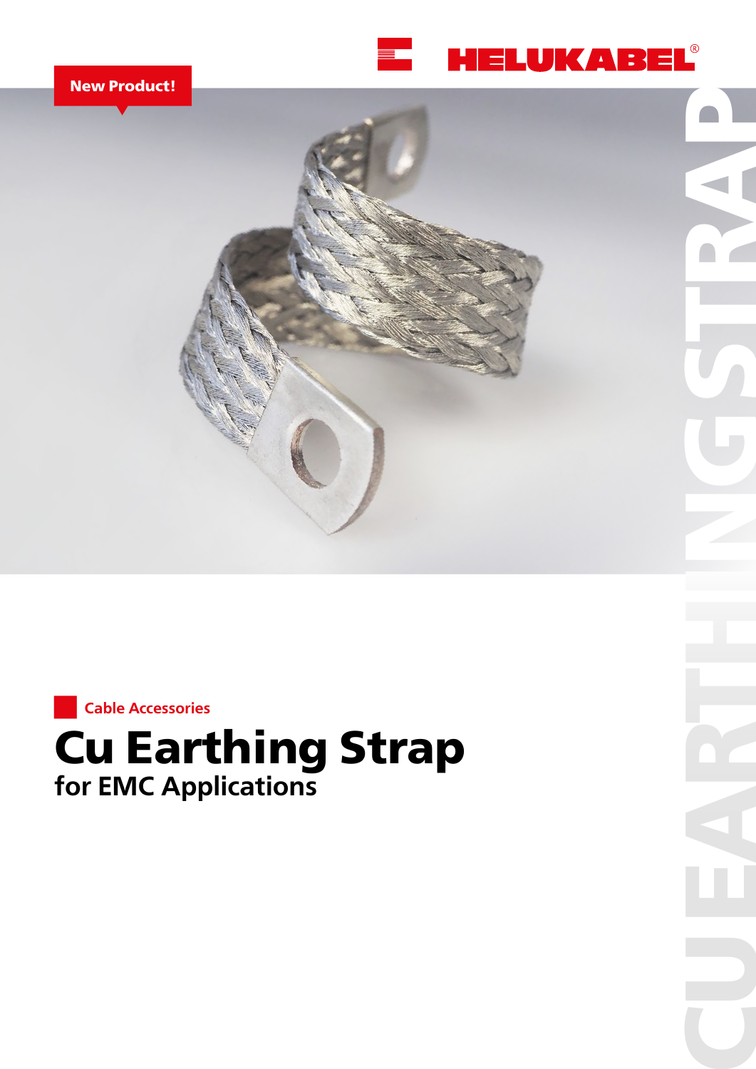New Product!

HELUKABEL®

CU EARTHING STRAP

Cable Accessories

# Cu Earthing Strap

## for EMC Applications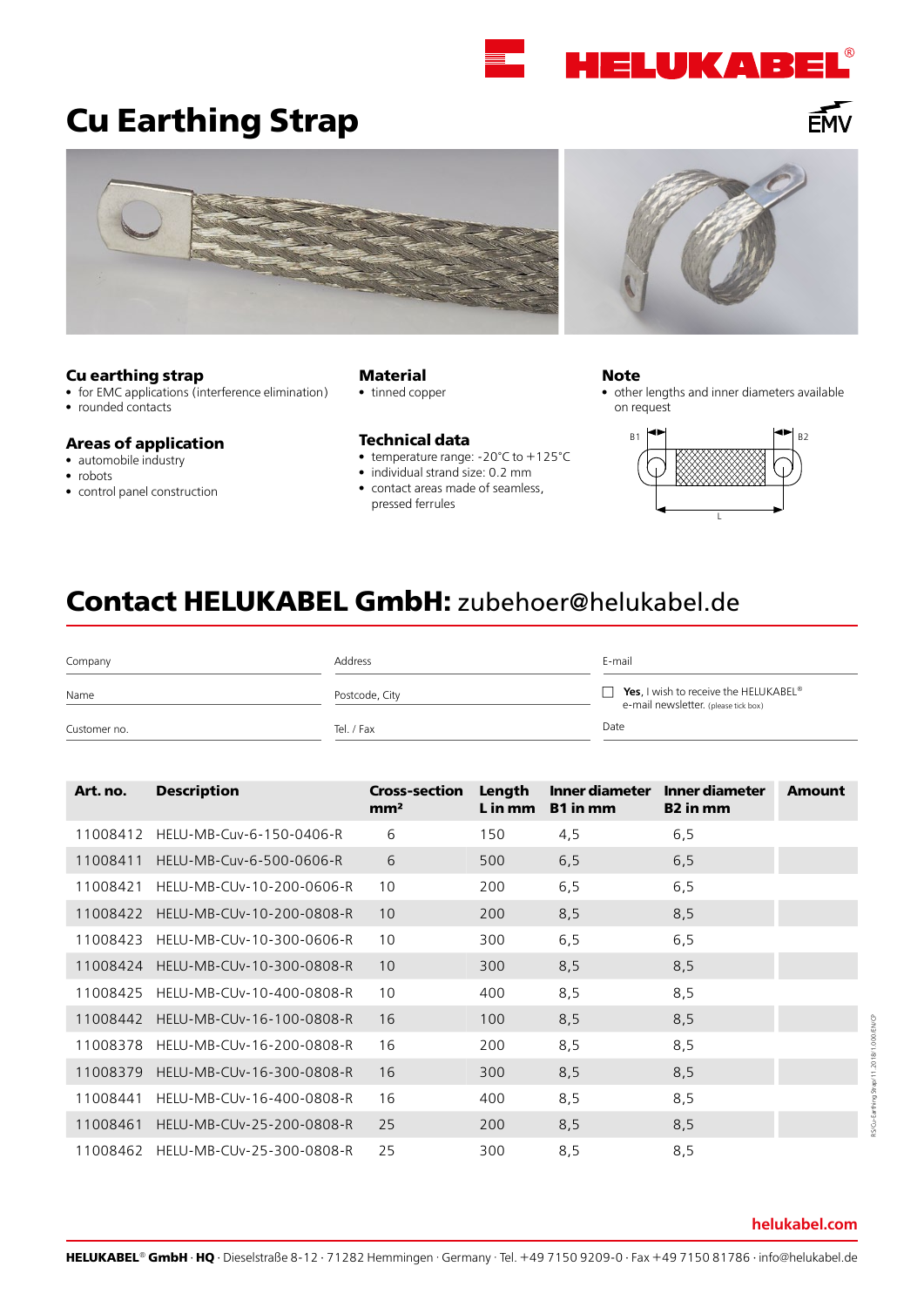# Cu Earthing Strap

EMV

### Cu earthing strap

- for EMC applications (interference elimination)
- rounded contacts

### Areas of application

- automobile industry
- robots
- control panel construction

### Material

- tinned copper

### Technical data

- temperature range: -20°C to +125°C
- individual strand size: 0.2 mm
- contact areas made of seamless, pressed ferrules

### Note

- other lengths and inner diameters available on request

B1 B2 L

## Contact HELUKABEL GmbH: zubehoer@helukabel.de

| | | |
|---|---|---|
| Company | Address | E-mail |
| Name | Postcode, City | ☐ **Yes**, I wish to receive the HELUKABEL® e-mail newsletter. (please tick box) |
| Customer no. | Tel. / Fax | Date |

| Art. no. | Description | Cross-section mm² | Length L in mm | Inner diameter B1 in mm | Inner diameter B2 in mm | Amount |
|---|---|---|---|---|---|---|
| 11008412 | HELU-MB-Cuv-6-150-0406-R | 6 | 150 | 4,5 | 6,5 | |
| 11008411 | HELU-MB-Cuv-6-500-0606-R | 6 | 500 | 6,5 | 6,5 | |
| 11008421 | HELU-MB-CUv-10-200-0606-R | 10 | 200 | 6,5 | 6,5 | |
| 11008422 | HELU-MB-CUv-10-200-0808-R | 10 | 200 | 8,5 | 8,5 | |
| 11008423 | HELU-MB-CUv-10-300-0606-R | 10 | 300 | 6,5 | 6,5 | |
| 11008424 | HELU-MB-CUv-10-300-0808-R | 10 | 300 | 8,5 | 8,5 | |
| 11008425 | HELU-MB-CUv-10-400-0808-R | 10 | 400 | 8,5 | 8,5 | |
| 11008442 | HELU-MB-CUv-16-100-0808-R | 16 | 100 | 8,5 | 8,5 | |
| 11008378 | HELU-MB-CUv-16-200-0808-R | 16 | 200 | 8,5 | 8,5 | |
| 11008379 | HELU-MB-CUv-16-300-0808-R | 16 | 300 | 8,5 | 8,5 | |
| 11008441 | HELU-MB-CUv-16-400-0808-R | 16 | 400 | 8,5 | 8,5 | |
| 11008461 | HELU-MB-CUv-25-200-0808-R | 25 | 200 | 8,5 | 8,5 | |
| 11008462 | HELU-MB-CUv-25-300-0808-R | 25 | 300 | 8,5 | 8,5 | |

helukabel.com

**HELUKABEL® GmbH · HQ** · Dieselstraße 8-12 · 71282 Hemmingen · Germany · Tel. +49 7150 9209-0 · Fax +49 7150 81786 · info@helukabel.de